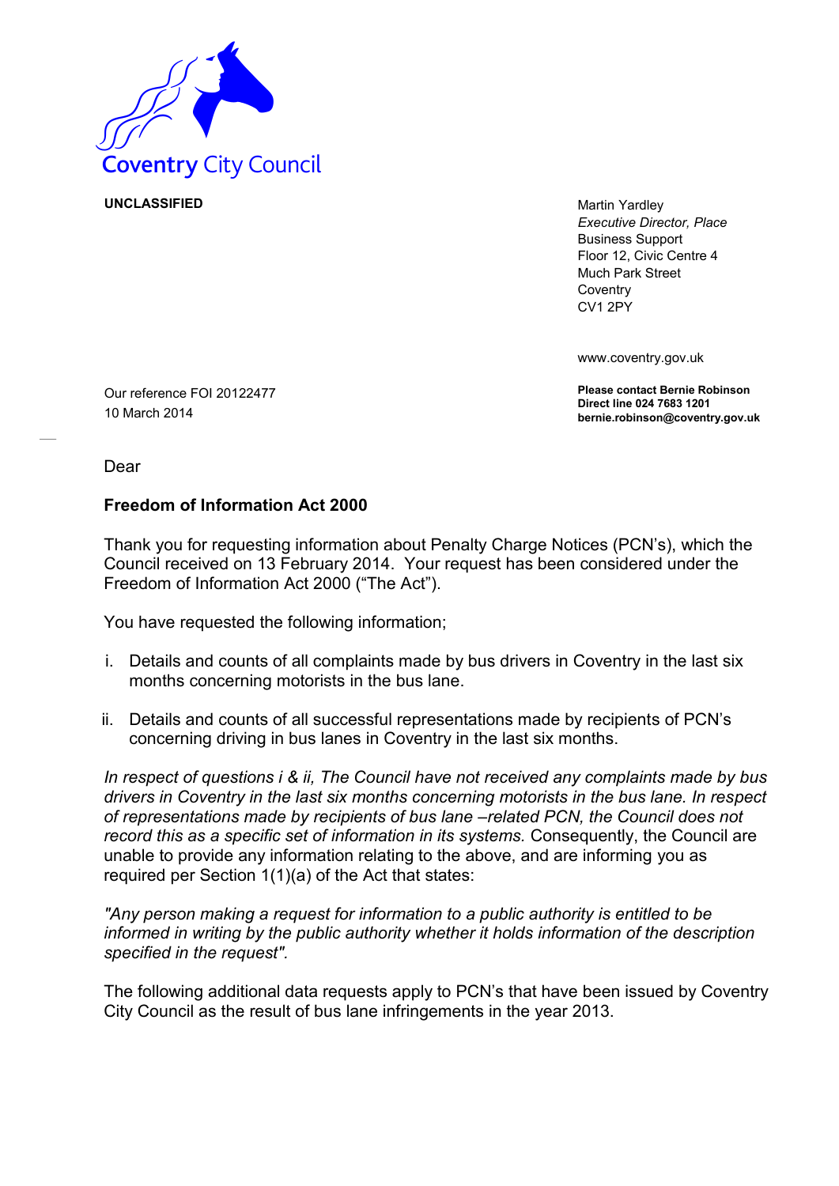Coventry City Council

**UNCLASSIFIED**

Martin Yardley
*Executive Director, Place*
Business Support
Floor 12, Civic Centre 4
Much Park Street
Coventry
CV1 2PY

www.coventry.gov.uk

**Please contact Bernie Robinson**
**Direct line 024 7683 1201**
**bernie.robinson@coventry.gov.uk**

Our reference FOI 20122477
10 March 2014

Dear

**Freedom of Information Act 2000**

Thank you for requesting information about Penalty Charge Notices (PCN's), which the Council received on 13 February 2014. Your request has been considered under the Freedom of Information Act 2000 ("The Act").

You have requested the following information;

i. Details and counts of all complaints made by bus drivers in Coventry in the last six months concerning motorists in the bus lane.

ii. Details and counts of all successful representations made by recipients of PCN's concerning driving in bus lanes in Coventry in the last six months.

*In respect of questions i & ii, The Council have not received any complaints made by bus drivers in Coventry in the last six months concerning motorists in the bus lane. In respect of representations made by recipients of bus lane –related PCN, the Council does not record this as a specific set of information in its systems.* Consequently, the Council are unable to provide any information relating to the above, and are informing you as required per Section 1(1)(a) of the Act that states:

*"Any person making a request for information to a public authority is entitled to be informed in writing by the public authority whether it holds information of the description specified in the request".*

The following additional data requests apply to PCN's that have been issued by Coventry City Council as the result of bus lane infringements in the year 2013.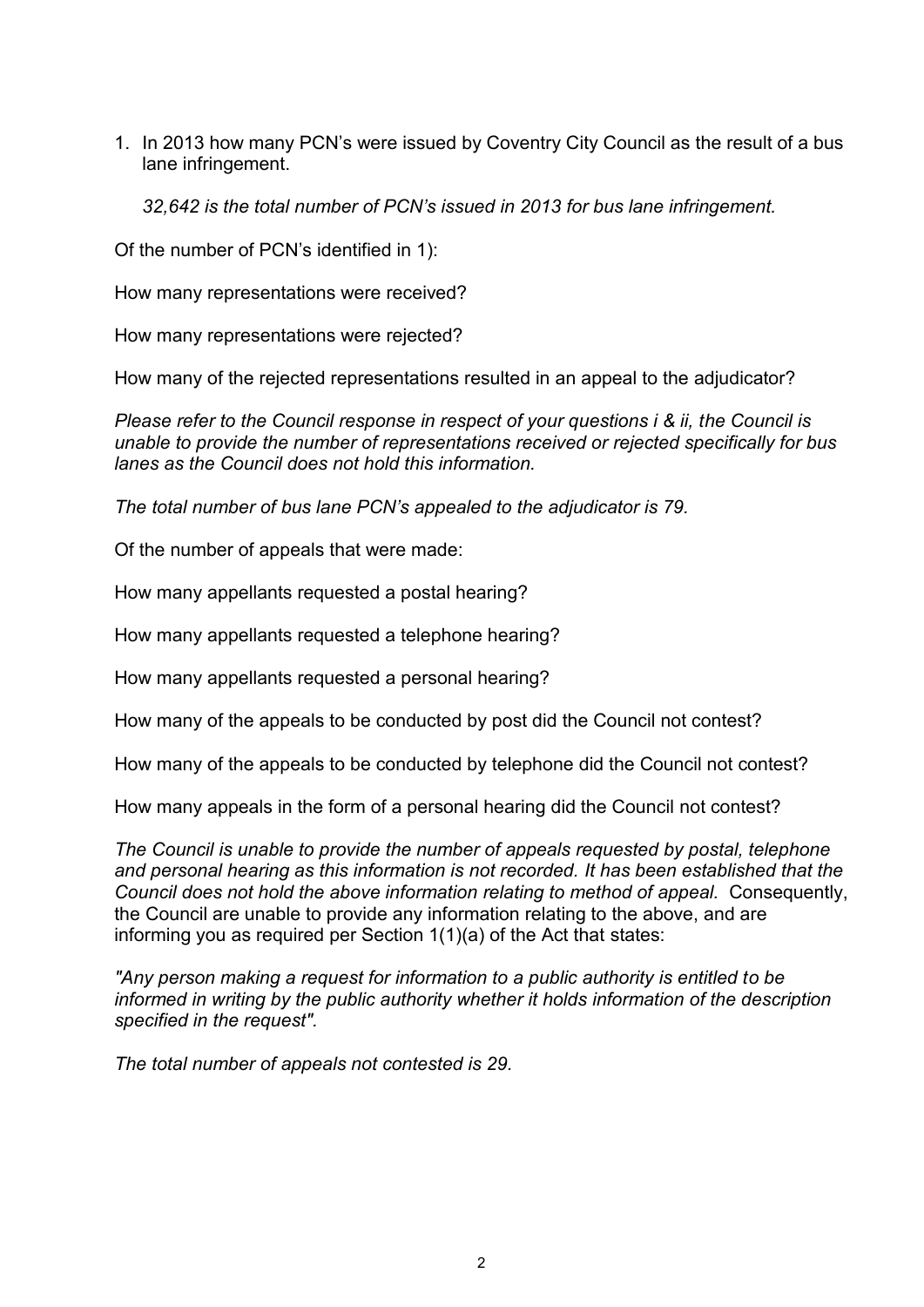1. In 2013 how many PCN's were issued by Coventry City Council as the result of a bus lane infringement.

   *32,642 is the total number of PCN's issued in 2013 for bus lane infringement.*

Of the number of PCN's identified in 1):

How many representations were received?

How many representations were rejected?

How many of the rejected representations resulted in an appeal to the adjudicator?

*Please refer to the Council response in respect of your questions i & ii, the Council is unable to provide the number of representations received or rejected specifically for bus lanes as the Council does not hold this information.*

*The total number of bus lane PCN's appealed to the adjudicator is 79.*

Of the number of appeals that were made:

How many appellants requested a postal hearing?

How many appellants requested a telephone hearing?

How many appellants requested a personal hearing?

How many of the appeals to be conducted by post did the Council not contest?

How many of the appeals to be conducted by telephone did the Council not contest?

How many appeals in the form of a personal hearing did the Council not contest?

*The Council is unable to provide the number of appeals requested by postal, telephone and personal hearing as this information is not recorded. It has been established that the Council does not hold the above information relating to method of appeal.* Consequently, the Council are unable to provide any information relating to the above, and are informing you as required per Section 1(1)(a) of the Act that states:

*"Any person making a request for information to a public authority is entitled to be informed in writing by the public authority whether it holds information of the description specified in the request".*

*The total number of appeals not contested is 29.*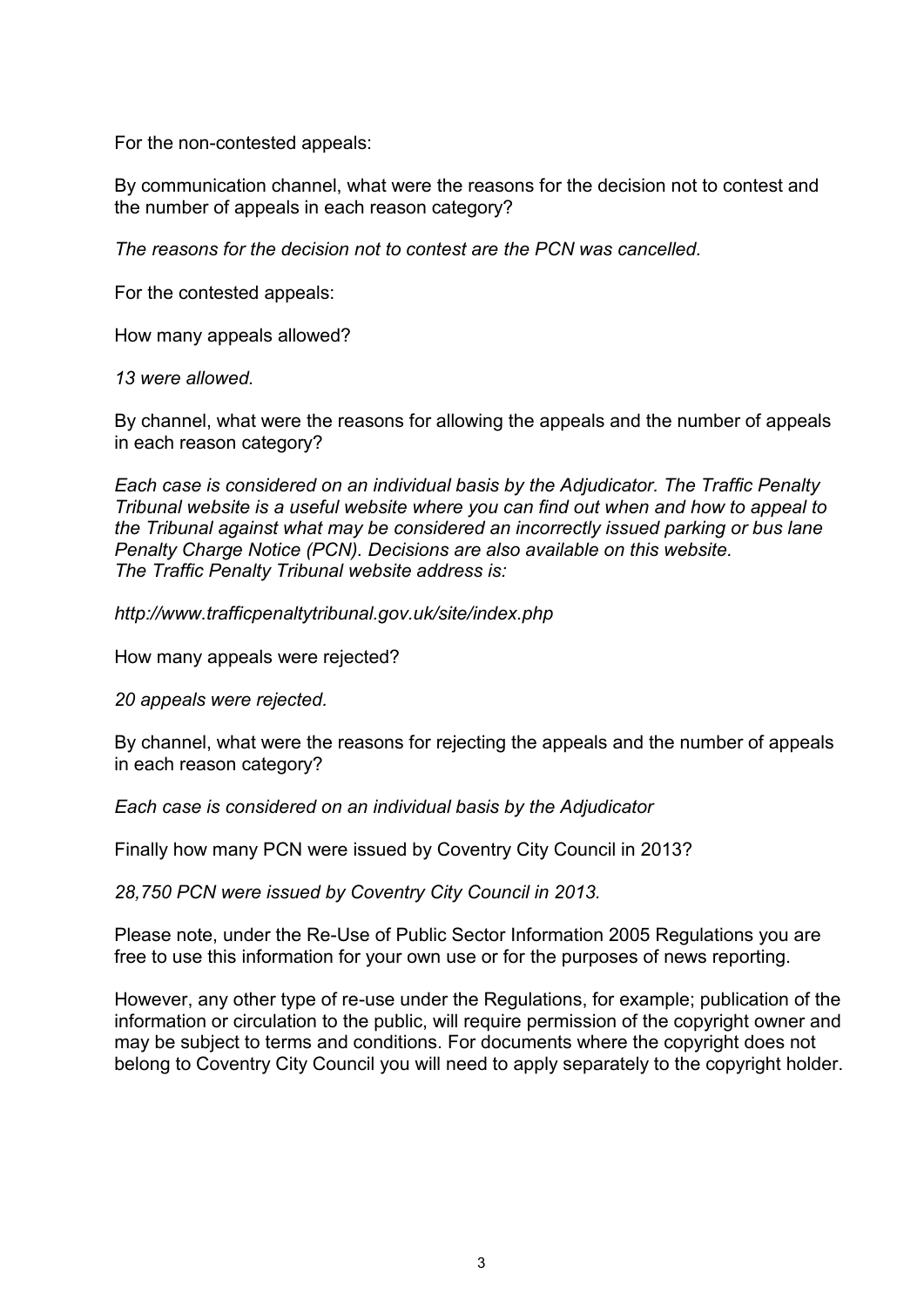For the non-contested appeals:

By communication channel, what were the reasons for the decision not to contest and the number of appeals in each reason category?

*The reasons for the decision not to contest are the PCN was cancelled.*

For the contested appeals:

How many appeals allowed?

*13 were allowed.*

By channel, what were the reasons for allowing the appeals and the number of appeals in each reason category?

*Each case is considered on an individual basis by the Adjudicator. The Traffic Penalty Tribunal website is a useful website where you can find out when and how to appeal to the Tribunal against what may be considered an incorrectly issued parking or bus lane Penalty Charge Notice (PCN). Decisions are also available on this website.*
*The Traffic Penalty Tribunal website address is:*

*http://www.trafficpenaltytribunal.gov.uk/site/index.php*

How many appeals were rejected?

*20 appeals were rejected.*

By channel, what were the reasons for rejecting the appeals and the number of appeals in each reason category?

*Each case is considered on an individual basis by the Adjudicator*

Finally how many PCN were issued by Coventry City Council in 2013?

*28,750 PCN were issued by Coventry City Council in 2013.*

Please note, under the Re-Use of Public Sector Information 2005 Regulations you are free to use this information for your own use or for the purposes of news reporting.

However, any other type of re-use under the Regulations, for example; publication of the information or circulation to the public, will require permission of the copyright owner and may be subject to terms and conditions. For documents where the copyright does not belong to Coventry City Council you will need to apply separately to the copyright holder.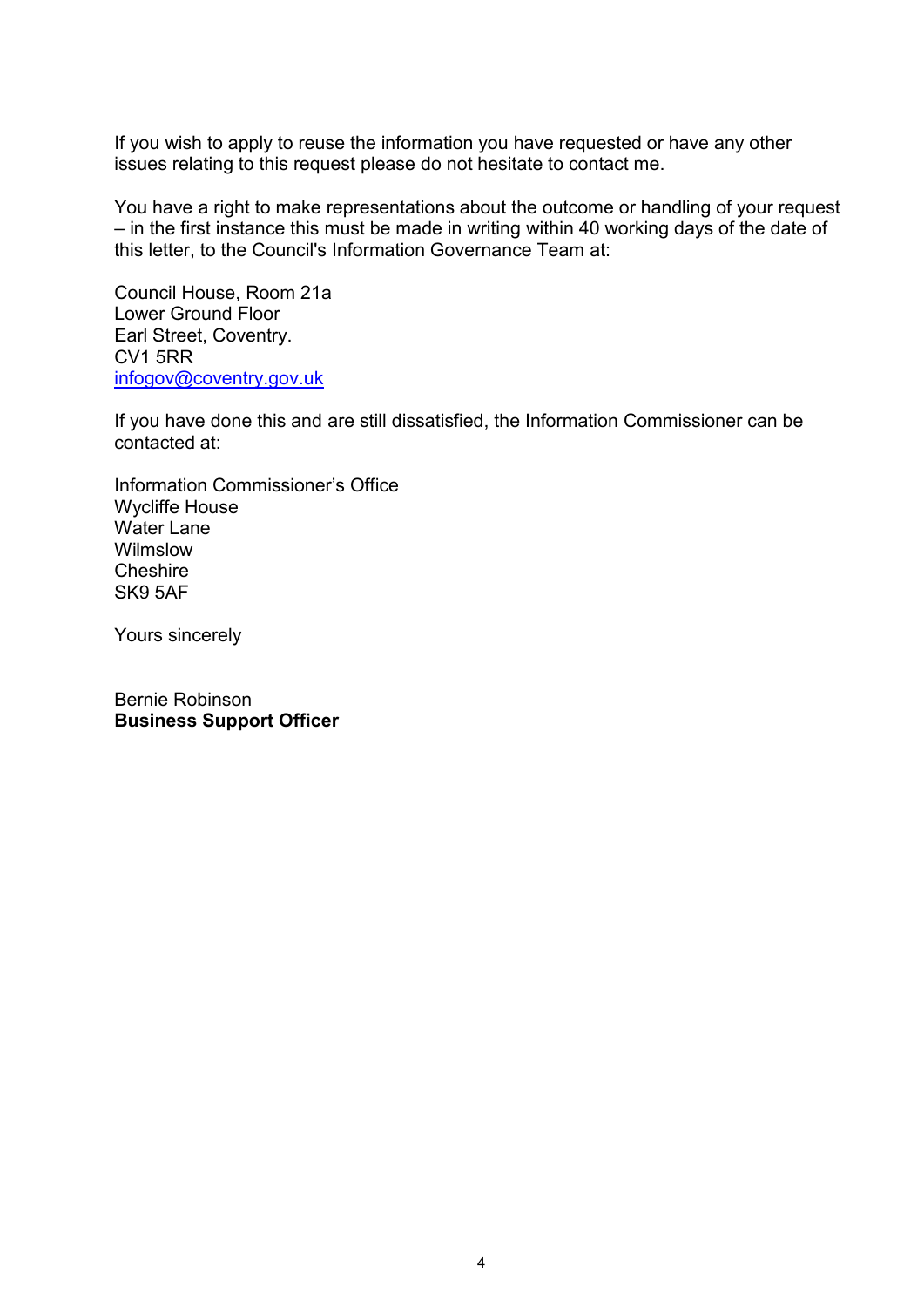If you wish to apply to reuse the information you have requested or have any other issues relating to this request please do not hesitate to contact me.

You have a right to make representations about the outcome or handling of your request – in the first instance this must be made in writing within 40 working days of the date of this letter, to the Council's Information Governance Team at:

Council House, Room 21a
Lower Ground Floor
Earl Street, Coventry.
CV1 5RR
infogov@coventry.gov.uk

If you have done this and are still dissatisfied, the Information Commissioner can be contacted at:

Information Commissioner's Office
Wycliffe House
Water Lane
Wilmslow
Cheshire
SK9 5AF

Yours sincerely

Bernie Robinson
**Business Support Officer**